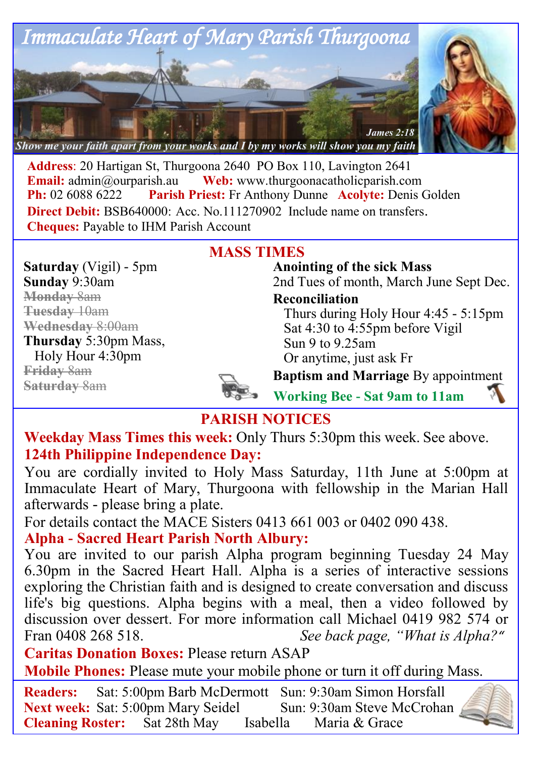# Immaculate Heart of Mary Parish Thurgoona

*Show me your faith apart from your works and I by my works will show you my faith* — *James 2:18*

**Address**: 20 Hartigan St, Thurgoona 2640 PO Box 110, Lavington 2641
**Email:** admin@ourparish.au **Web:** www.thurgoonacatholicparish.com
**Ph:** 02 6088 6222 **Parish Priest:** Fr Anthony Dunne **Acolyte:** Denis Golden
**Direct Debit:** BSB640000: Acc. No.111270902 Include name on transfers.
**Cheques:** Payable to IHM Parish Account

## MASS TIMES

**Saturday** (Vigil) - 5pm
**Sunday** 9:30am
~~**Monday** 8am~~
~~**Tuesday** 10am~~
~~**Wednesday** 8:00am~~
**Thursday** 5:30pm Mass,
Holy Hour 4:30pm
~~**Friday** 8am~~
~~**Saturday** 8am~~

**Anointing of the sick Mass**
2nd Tues of month, March June Sept Dec.

**Reconciliation**
Thurs during Holy Hour 4:45 - 5:15pm
Sat 4:30 to 4:55pm before Vigil
Sun 9 to 9.25am
Or anytime, just ask Fr

**Baptism and Marriage** By appointment

**Working Bee - Sat 9am to 11am**

## PARISH NOTICES

**Weekday Mass Times this week:** Only Thurs 5:30pm this week. See above.

**124th Philippine Independence Day:**
You are cordially invited to Holy Mass Saturday, 11th June at 5:00pm at Immaculate Heart of Mary, Thurgoona with fellowship in the Marian Hall afterwards - please bring a plate.
For details contact the MACE Sisters 0413 661 003 or 0402 090 438.

**Alpha - Sacred Heart Parish North Albury:**
You are invited to our parish Alpha program beginning Tuesday 24 May 6.30pm in the Sacred Heart Hall. Alpha is a series of interactive sessions exploring the Christian faith and is designed to create conversation and discuss life's big questions. Alpha begins with a meal, then a video followed by discussion over dessert. For more information call Michael 0419 982 574 or Fran 0408 268 518. *See back page, "What is Alpha?"*

**Caritas Donation Boxes:** Please return ASAP

**Mobile Phones:** Please mute your mobile phone or turn it off during Mass.

**Readers:** Sat: 5:00pm Barb McDermott Sun: 9:30am Simon Horsfall
**Next week:** Sat: 5:00pm Mary Seidel Sun: 9:30am Steve McCrohan
**Cleaning Roster:** Sat 28th May Isabella Maria & Grace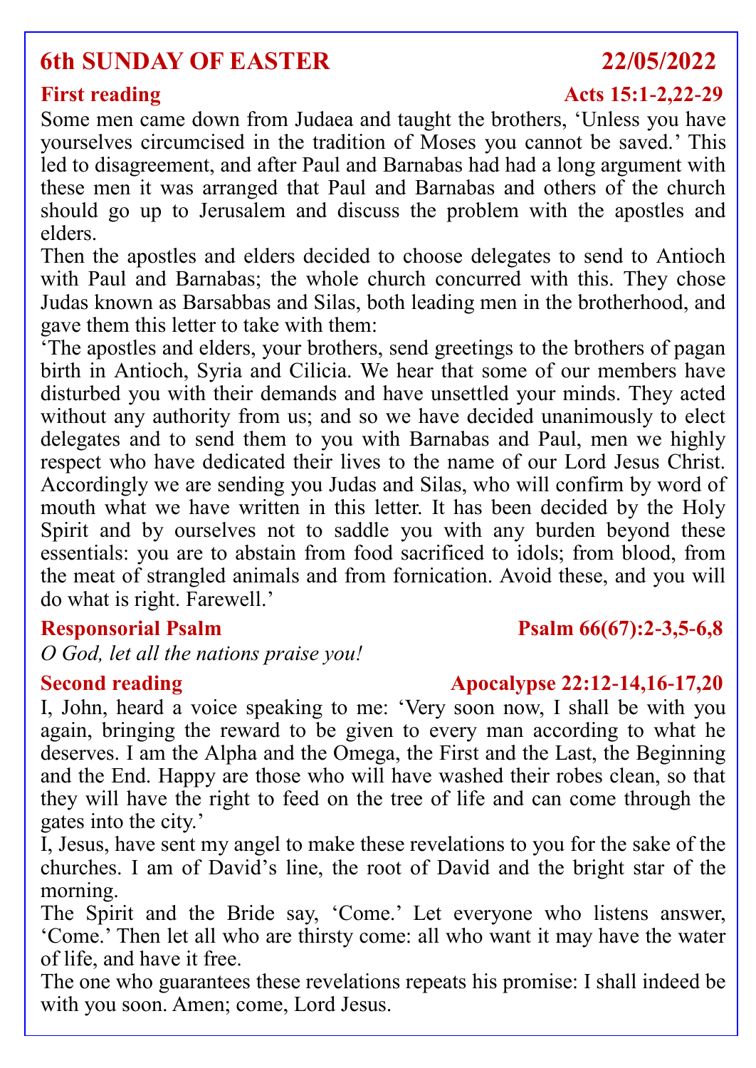## 6th SUNDAY OF EASTER 22/05/2022

### First reading Acts 15:1-2,22-29

Some men came down from Judaea and taught the brothers, ‘Unless you have yourselves circumcised in the tradition of Moses you cannot be saved.’ This led to disagreement, and after Paul and Barnabas had had a long argument with these men it was arranged that Paul and Barnabas and others of the church should go up to Jerusalem and discuss the problem with the apostles and elders.

Then the apostles and elders decided to choose delegates to send to Antioch with Paul and Barnabas; the whole church concurred with this. They chose Judas known as Barsabbas and Silas, both leading men in the brotherhood, and gave them this letter to take with them:

‘The apostles and elders, your brothers, send greetings to the brothers of pagan birth in Antioch, Syria and Cilicia. We hear that some of our members have disturbed you with their demands and have unsettled your minds. They acted without any authority from us; and so we have decided unanimously to elect delegates and to send them to you with Barnabas and Paul, men we highly respect who have dedicated their lives to the name of our Lord Jesus Christ. Accordingly we are sending you Judas and Silas, who will confirm by word of mouth what we have written in this letter. It has been decided by the Holy Spirit and by ourselves not to saddle you with any burden beyond these essentials: you are to abstain from food sacrificed to idols; from blood, from the meat of strangled animals and from fornication. Avoid these, and you will do what is right. Farewell.’

### Responsorial Psalm Psalm 66(67):2-3,5-6,8

*O God, let all the nations praise you!*

### Second reading Apocalypse 22:12-14,16-17,20

I, John, heard a voice speaking to me: ‘Very soon now, I shall be with you again, bringing the reward to be given to every man according to what he deserves. I am the Alpha and the Omega, the First and the Last, the Beginning and the End. Happy are those who will have washed their robes clean, so that they will have the right to feed on the tree of life and can come through the gates into the city.’

I, Jesus, have sent my angel to make these revelations to you for the sake of the churches. I am of David’s line, the root of David and the bright star of the morning.

The Spirit and the Bride say, ‘Come.’ Let everyone who listens answer, ‘Come.’ Then let all who are thirsty come: all who want it may have the water of life, and have it free.

The one who guarantees these revelations repeats his promise: I shall indeed be with you soon. Amen; come, Lord Jesus.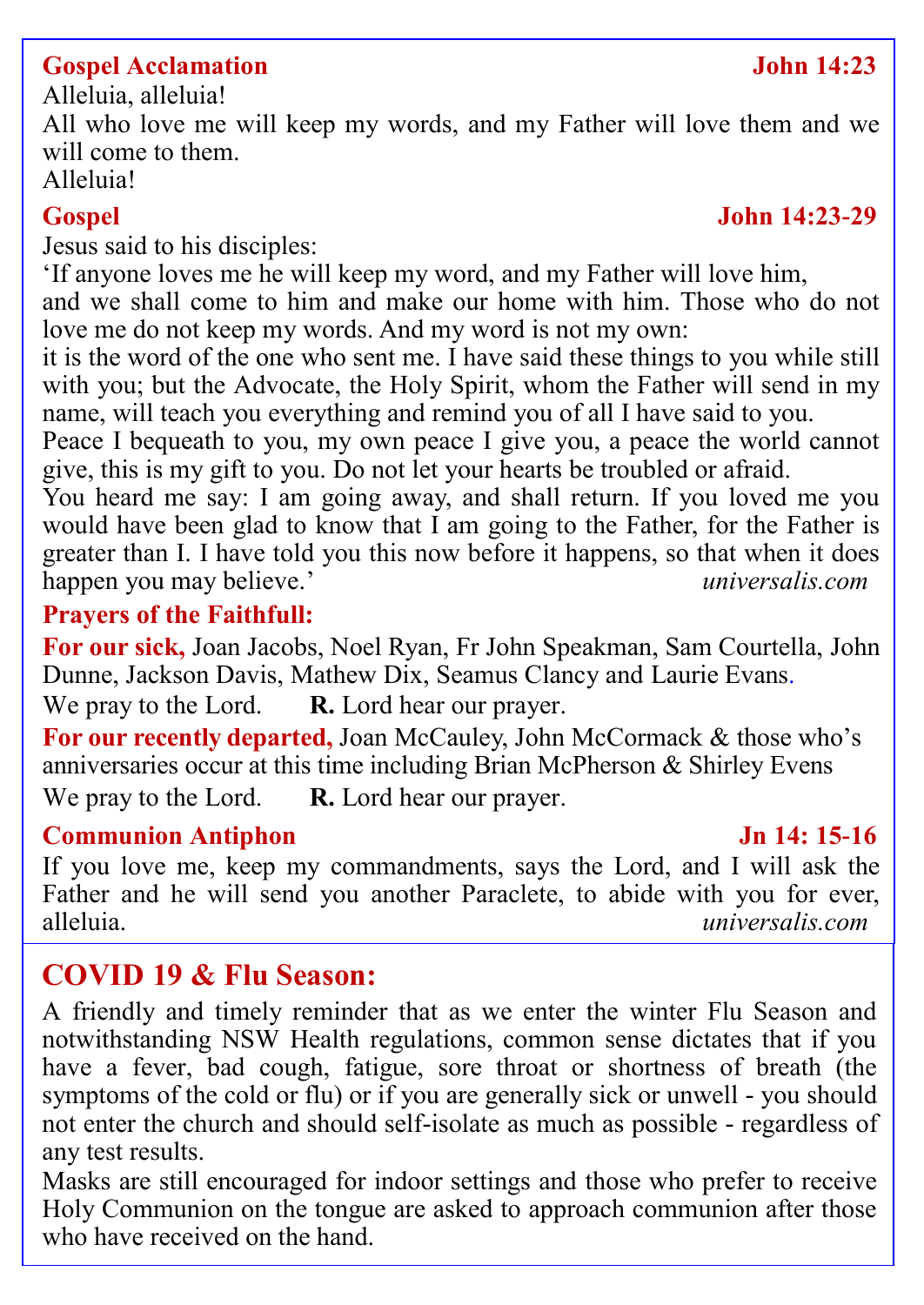**Gospel Acclamation** **John 14:23**

Alleluia, alleluia!
All who love me will keep my words, and my Father will love them and we will come to them.
Alleluia!

**Gospel** **John 14:23-29**

Jesus said to his disciples:
'If anyone loves me he will keep my word, and my Father will love him, and we shall come to him and make our home with him. Those who do not love me do not keep my words. And my word is not my own:
it is the word of the one who sent me. I have said these things to you while still with you; but the Advocate, the Holy Spirit, whom the Father will send in my name, will teach you everything and remind you of all I have said to you.
Peace I bequeath to you, my own peace I give you, a peace the world cannot give, this is my gift to you. Do not let your hearts be troubled or afraid.
You heard me say: I am going away, and shall return. If you loved me you would have been glad to know that I am going to the Father, for the Father is greater than I. I have told you this now before it happens, so that when it does happen you may believe.' *universalis.com*

**Prayers of the Faithfull:**

**For our sick,** Joan Jacobs, Noel Ryan, Fr John Speakman, Sam Courtella, John Dunne, Jackson Davis, Mathew Dix, Seamus Clancy and Laurie Evans.
We pray to the Lord. **R.** Lord hear our prayer.

**For our recently departed,** Joan McCauley, John McCormack & those who's anniversaries occur at this time including Brian McPherson & Shirley Evens
We pray to the Lord. **R.** Lord hear our prayer.

**Communion Antiphon** **Jn 14: 15-16**

If you love me, keep my commandments, says the Lord, and I will ask the Father and he will send you another Paraclete, to abide with you for ever, alleluia. *universalis.com*

## COVID 19 & Flu Season:

A friendly and timely reminder that as we enter the winter Flu Season and notwithstanding NSW Health regulations, common sense dictates that if you have a fever, bad cough, fatigue, sore throat or shortness of breath (the symptoms of the cold or flu) or if you are generally sick or unwell - you should not enter the church and should self-isolate as much as possible - regardless of any test results.
Masks are still encouraged for indoor settings and those who prefer to receive Holy Communion on the tongue are asked to approach communion after those who have received on the hand.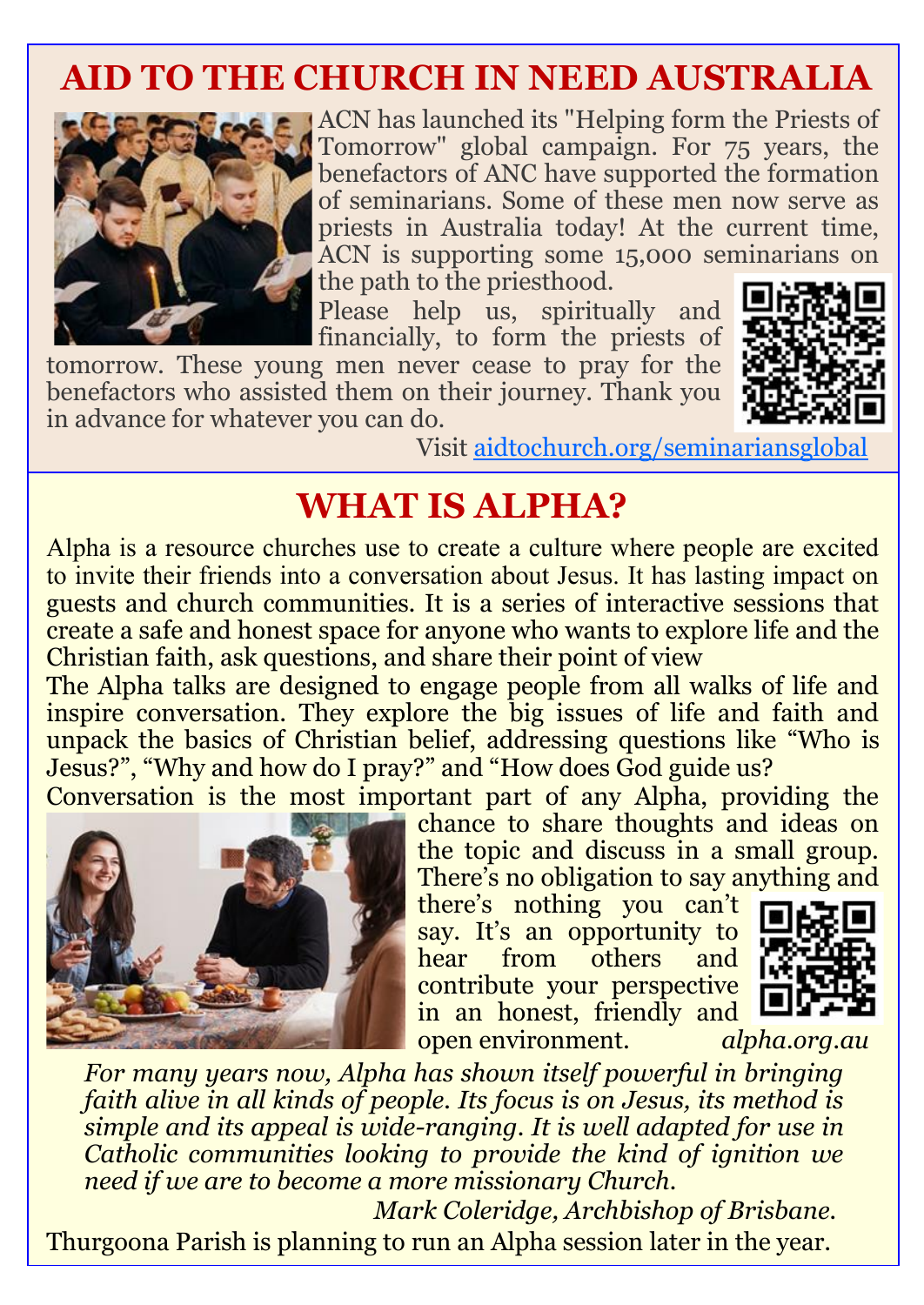# AID TO THE CHURCH IN NEED AUSTRALIA

ACN has launched its "Helping form the Priests of Tomorrow" global campaign. For 75 years, the benefactors of ANC have supported the formation of seminarians. Some of these men now serve as priests in Australia today! At the current time, ACN is supporting some 15,000 seminarians on the path to the priesthood.

Please help us, spiritually and financially, to form the priests of tomorrow. These young men never cease to pray for the benefactors who assisted them on their journey. Thank you in advance for whatever you can do.

Visit aidtochurch.org/seminariansglobal

# WHAT IS ALPHA?

Alpha is a resource churches use to create a culture where people are excited to invite their friends into a conversation about Jesus. It has lasting impact on guests and church communities. It is a series of interactive sessions that create a safe and honest space for anyone who wants to explore life and the Christian faith, ask questions, and share their point of view

The Alpha talks are designed to engage people from all walks of life and inspire conversation. They explore the big issues of life and faith and unpack the basics of Christian belief, addressing questions like “Who is Jesus?”, “Why and how do I pray?” and “How does God guide us?

Conversation is the most important part of any Alpha, providing the chance to share thoughts and ideas on the topic and discuss in a small group. There’s no obligation to say anything and there’s nothing you can’t say. It’s an opportunity to hear from others and contribute your perspective in an honest, friendly and open environment.

*alpha.org.au*

*For many years now, Alpha has shown itself powerful in bringing faith alive in all kinds of people. Its focus is on Jesus, its method is simple and its appeal is wide-ranging. It is well adapted for use in Catholic communities looking to provide the kind of ignition we need if we are to become a more missionary Church.*

*Mark Coleridge, Archbishop of Brisbane.*

Thurgoona Parish is planning to run an Alpha session later in the year.